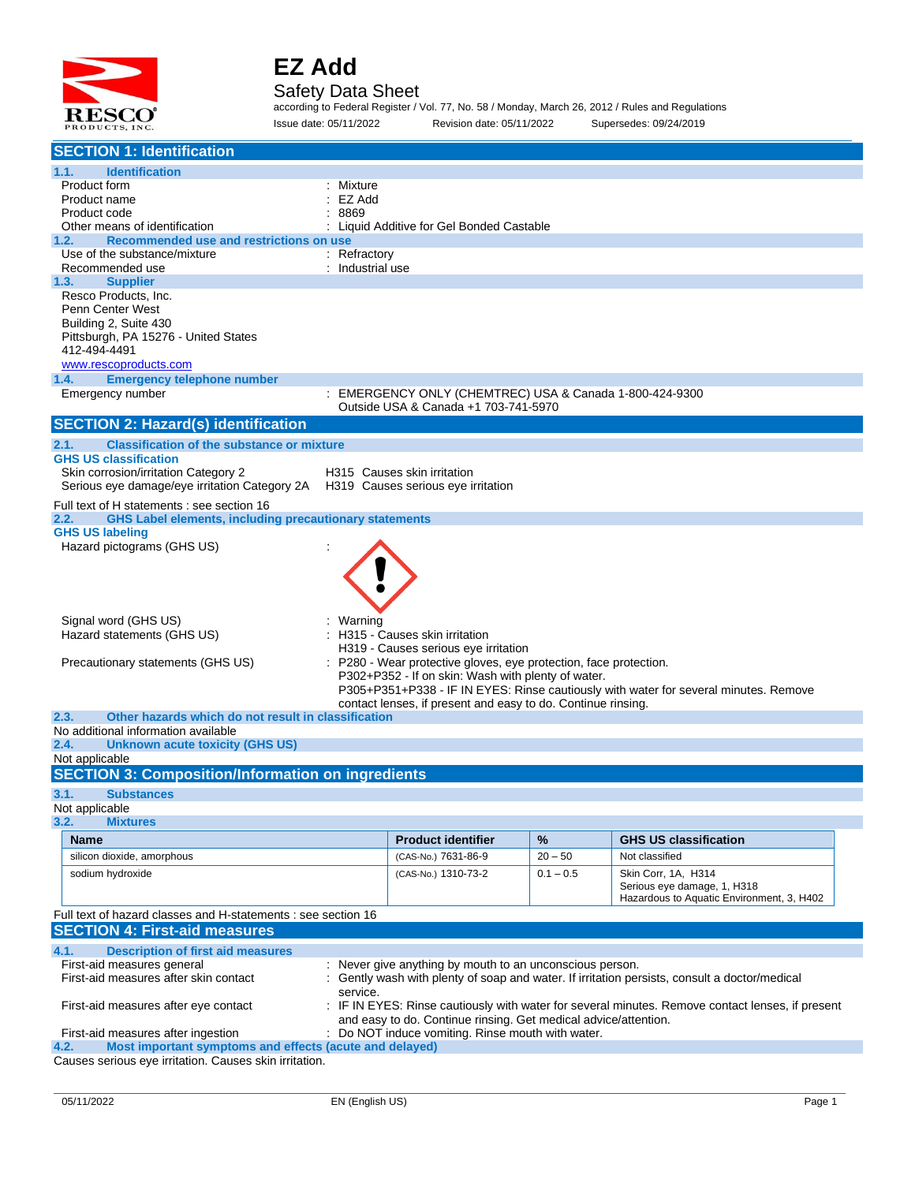# EZ Add

## Safety Data Sheet

according to Federal Register / Vol. 77, No. 58 / Monday, March 26, 2012 / Rules and Regulations

Issue date: 05/11/2022 Revision date: 05/11/2022 Supersedes: 09/24/2019

## SECTION 1: Identification

### 1.1. Identification

| | |
|---|---|
| Product form | : Mixture |
| Product name | : EZ Add |
| Product code | : 8869 |
| Other means of identification | : Liquid Additive for Gel Bonded Castable |

### 1.2. Recommended use and restrictions on use

| | |
|---|---|
| Use of the substance/mixture | : Refractory |
| Recommended use | : Industrial use |

### 1.3. Supplier

Resco Products, Inc.
Penn Center West
Building 2, Suite 430
Pittsburgh, PA 15276 - United States
412-494-4491
www.rescoproducts.com

### 1.4. Emergency telephone number

Emergency number : EMERGENCY ONLY (CHEMTREC) USA & Canada 1-800-424-9300
Outside USA & Canada +1 703-741-5970

## SECTION 2: Hazard(s) identification

### 2.1. Classification of the substance or mixture

**GHS US classification**

| | |
|---|---|
| Skin corrosion/irritation Category 2 | H315 Causes skin irritation |
| Serious eye damage/eye irritation Category 2A | H319 Causes serious eye irritation |

Full text of H statements : see section 16

### 2.2. GHS Label elements, including precautionary statements

**GHS US labeling**

Hazard pictograms (GHS US) :

Signal word (GHS US) : Warning

Hazard statements (GHS US) : H315 - Causes skin irritation
H319 - Causes serious eye irritation

Precautionary statements (GHS US) : P280 - Wear protective gloves, eye protection, face protection.
P302+P352 - If on skin: Wash with plenty of water.
P305+P351+P338 - IF IN EYES: Rinse cautiously with water for several minutes. Remove contact lenses, if present and easy to do. Continue rinsing.

### 2.3. Other hazards which do not result in classification

No additional information available

### 2.4. Unknown acute toxicity (GHS US)

Not applicable

## SECTION 3: Composition/Information on ingredients

### 3.1. Substances

Not applicable

### 3.2. Mixtures

| Name | Product identifier | % | GHS US classification |
|---|---|---|---|
| silicon dioxide, amorphous | (CAS-No.) 7631-86-9 | 20 – 50 | Not classified |
| sodium hydroxide | (CAS-No.) 1310-73-2 | 0.1 – 0.5 | Skin Corr, 1A, H314<br>Serious eye damage, 1, H318<br>Hazardous to Aquatic Environment, 3, H402 |

Full text of hazard classes and H-statements : see section 16

## SECTION 4: First-aid measures

### 4.1. Description of first aid measures

| | |
|---|---|
| First-aid measures general | : Never give anything by mouth to an unconscious person. |
| First-aid measures after skin contact | : Gently wash with plenty of soap and water. If irritation persists, consult a doctor/medical service. |
| First-aid measures after eye contact | : IF IN EYES: Rinse cautiously with water for several minutes. Remove contact lenses, if present and easy to do. Continue rinsing. Get medical advice/attention. |
| First-aid measures after ingestion | : Do NOT induce vomiting. Rinse mouth with water. |

### 4.2. Most important symptoms and effects (acute and delayed)

Causes serious eye irritation. Causes skin irritation.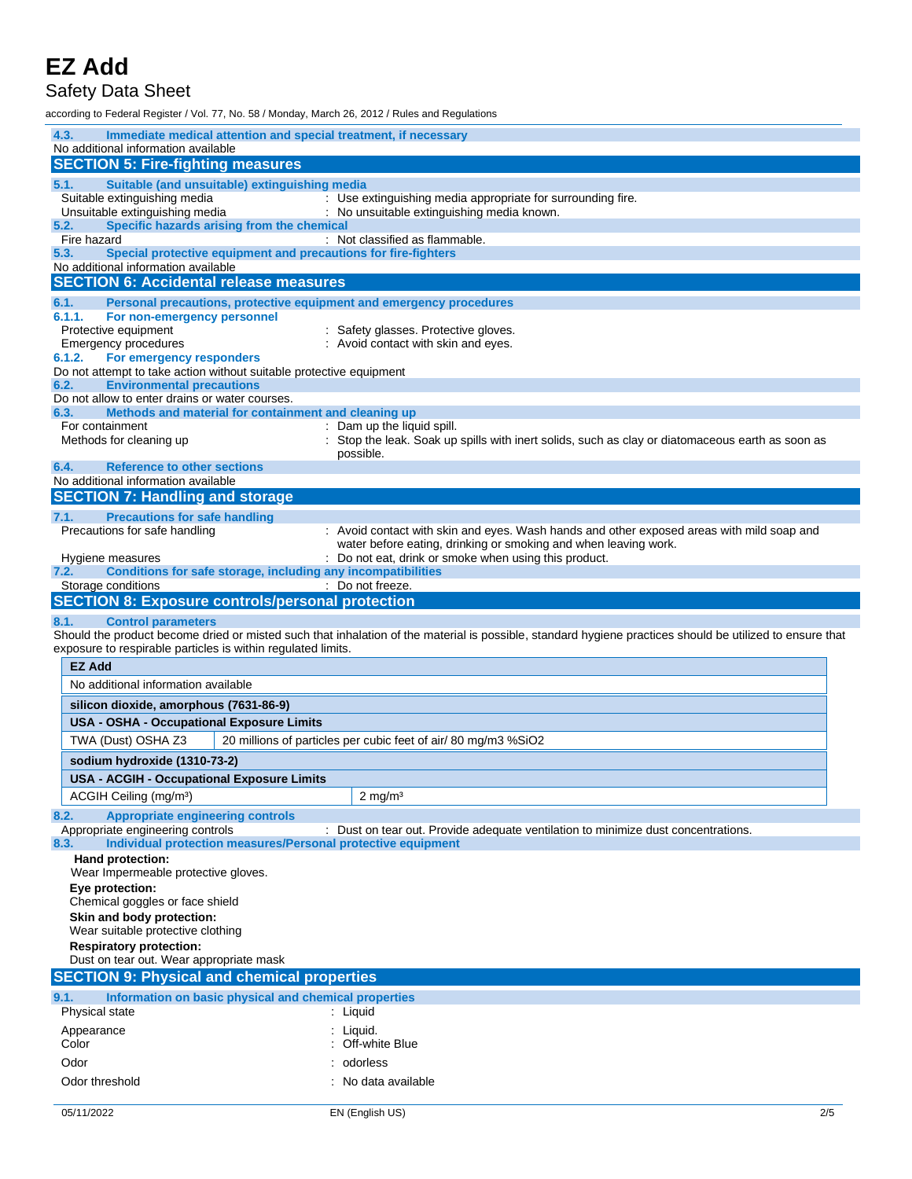#### 4.3. Immediate medical attention and special treatment, if necessary

No additional information available

## SECTION 5: Fire-fighting measures

#### 5.1. Suitable (and unsuitable) extinguishing media

Suitable extinguishing media : Use extinguishing media appropriate for surrounding fire.

Unsuitable extinguishing media : No unsuitable extinguishing media known.

#### 5.2. Specific hazards arising from the chemical

Fire hazard : Not classified as flammable.

#### 5.3. Special protective equipment and precautions for fire-fighters

No additional information available

## SECTION 6: Accidental release measures

#### 6.1. Personal precautions, protective equipment and emergency procedures

##### 6.1.1. For non-emergency personnel

Protective equipment : Safety glasses. Protective gloves.

Emergency procedures : Avoid contact with skin and eyes.

##### 6.1.2. For emergency responders

Do not attempt to take action without suitable protective equipment

#### 6.2. Environmental precautions

Do not allow to enter drains or water courses.

#### 6.3. Methods and material for containment and cleaning up

For containment : Dam up the liquid spill.

Methods for cleaning up : Stop the leak. Soak up spills with inert solids, such as clay or diatomaceous earth as soon as possible.

#### 6.4. Reference to other sections

No additional information available

## SECTION 7: Handling and storage

#### 7.1. Precautions for safe handling

Precautions for safe handling : Avoid contact with skin and eyes. Wash hands and other exposed areas with mild soap and water before eating, drinking or smoking and when leaving work.

Hygiene measures : Do not eat, drink or smoke when using this product.

#### 7.2. Conditions for safe storage, including any incompatibilities

Storage conditions : Do not freeze.

## SECTION 8: Exposure controls/personal protection

#### 8.1. Control parameters

Should the product become dried or misted such that inhalation of the material is possible, standard hygiene practices should be utilized to ensure that exposure to respirable particles is within regulated limits.

| **EZ Add** | |
|---|---|
| No additional information available | |
| **silicon dioxide, amorphous (7631-86-9)** | |
| **USA - OSHA - Occupational Exposure Limits** | |
| TWA (Dust) OSHA Z3 | 20 millions of particles per cubic feet of air/ 80 mg/m3 %SiO2 |
| **sodium hydroxide (1310-73-2)** | |
| **USA - ACGIH - Occupational Exposure Limits** | |
| ACGIH Ceiling (mg/m³) | 2 mg/m³ |

#### 8.2. Appropriate engineering controls

Appropriate engineering controls : Dust on tear out. Provide adequate ventilation to minimize dust concentrations.

#### 8.3. Individual protection measures/Personal protective equipment

**Hand protection:**
Wear Impermeable protective gloves.

**Eye protection:**
Chemical goggles or face shield

**Skin and body protection:**
Wear suitable protective clothing

**Respiratory protection:**
Dust on tear out. Wear appropriate mask

## SECTION 9: Physical and chemical properties

#### 9.1. Information on basic physical and chemical properties

Physical state : Liquid

Appearance : Liquid.

Color : Off-white Blue

Odor : odorless

Odor threshold : No data available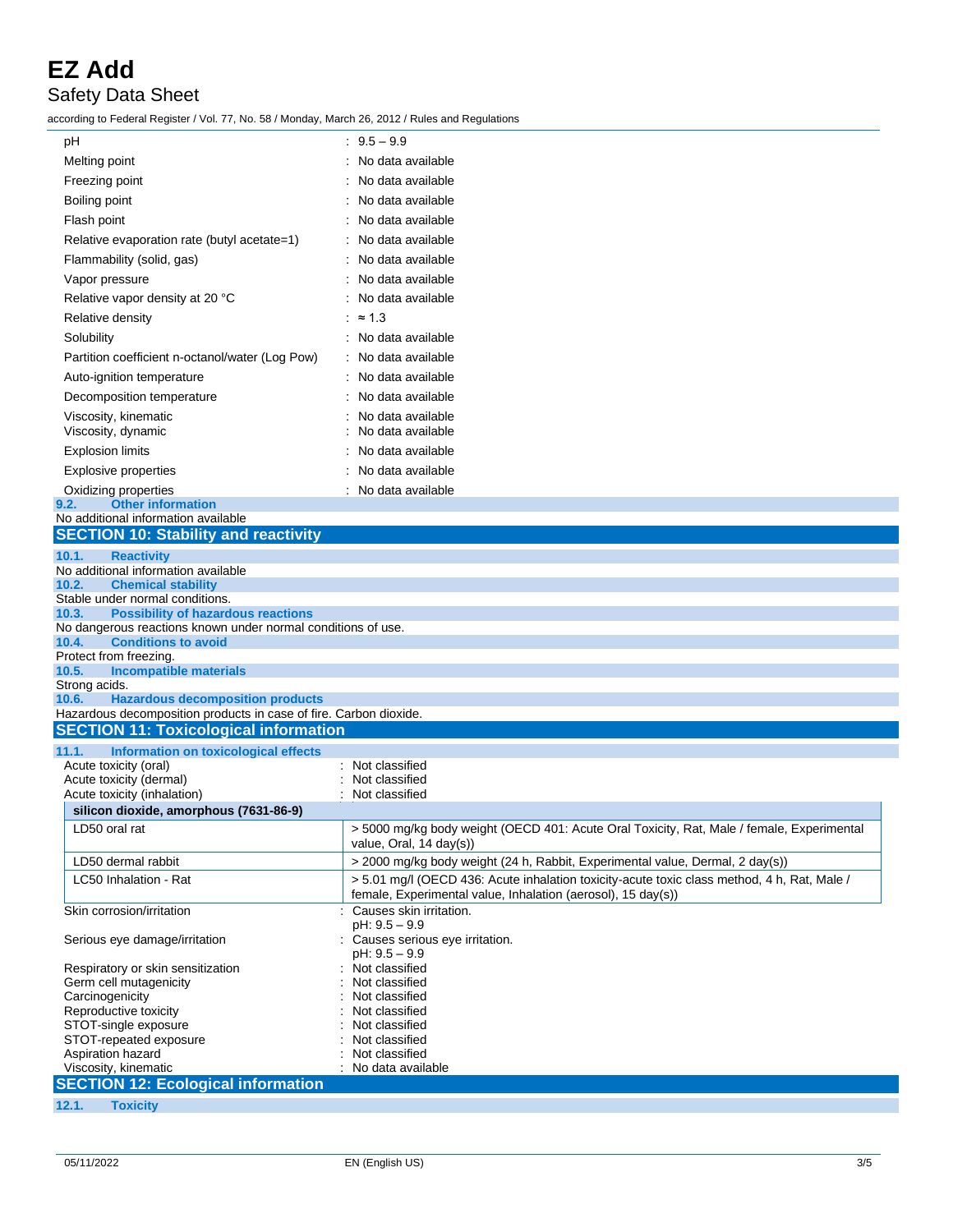| | |
|---|---|
| pH | : 9.5 – 9.9 |
| Melting point | : No data available |
| Freezing point | : No data available |
| Boiling point | : No data available |
| Flash point | : No data available |
| Relative evaporation rate (butyl acetate=1) | : No data available |
| Flammability (solid, gas) | : No data available |
| Vapor pressure | : No data available |
| Relative vapor density at 20 °C | : No data available |
| Relative density | : ≈ 1.3 |
| Solubility | : No data available |
| Partition coefficient n-octanol/water (Log Pow) | : No data available |
| Auto-ignition temperature | : No data available |
| Decomposition temperature | : No data available |
| Viscosity, kinematic | : No data available |
| Viscosity, dynamic | : No data available |
| Explosion limits | : No data available |
| Explosive properties | : No data available |
| Oxidizing properties | : No data available |

### 9.2. Other information

No additional information available

## SECTION 10: Stability and reactivity

### 10.1. Reactivity

No additional information available

### 10.2. Chemical stability

Stable under normal conditions.

### 10.3. Possibility of hazardous reactions

No dangerous reactions known under normal conditions of use.

### 10.4. Conditions to avoid

Protect from freezing.

### 10.5. Incompatible materials

Strong acids.

### 10.6. Hazardous decomposition products

Hazardous decomposition products in case of fire. Carbon dioxide.

## SECTION 11: Toxicological information

### 11.1. Information on toxicological effects

| | |
|---|---|
| Acute toxicity (oral) | : Not classified |
| Acute toxicity (dermal) | : Not classified |
| Acute toxicity (inhalation) | : Not classified |

| **silicon dioxide, amorphous (7631-86-9)** | |
|---|---|
| LD50 oral rat | > 5000 mg/kg body weight (OECD 401: Acute Oral Toxicity, Rat, Male / female, Experimental value, Oral, 14 day(s)) |
| LD50 dermal rabbit | > 2000 mg/kg body weight (24 h, Rabbit, Experimental value, Dermal, 2 day(s)) |
| LC50 Inhalation - Rat | > 5.01 mg/l (OECD 436: Acute inhalation toxicity-acute toxic class method, 4 h, Rat, Male / female, Experimental value, Inhalation (aerosol), 15 day(s)) |

| | |
|---|---|
| Skin corrosion/irritation | : Causes skin irritation.<br>pH: 9.5 – 9.9 |
| Serious eye damage/irritation | : Causes serious eye irritation.<br>pH: 9.5 – 9.9 |
| Respiratory or skin sensitization | : Not classified |
| Germ cell mutagenicity | : Not classified |
| Carcinogenicity | : Not classified |
| Reproductive toxicity | : Not classified |
| STOT-single exposure | : Not classified |
| STOT-repeated exposure | : Not classified |
| Aspiration hazard | : Not classified |
| Viscosity, kinematic | : No data available |

## SECTION 12: Ecological information

### 12.1. Toxicity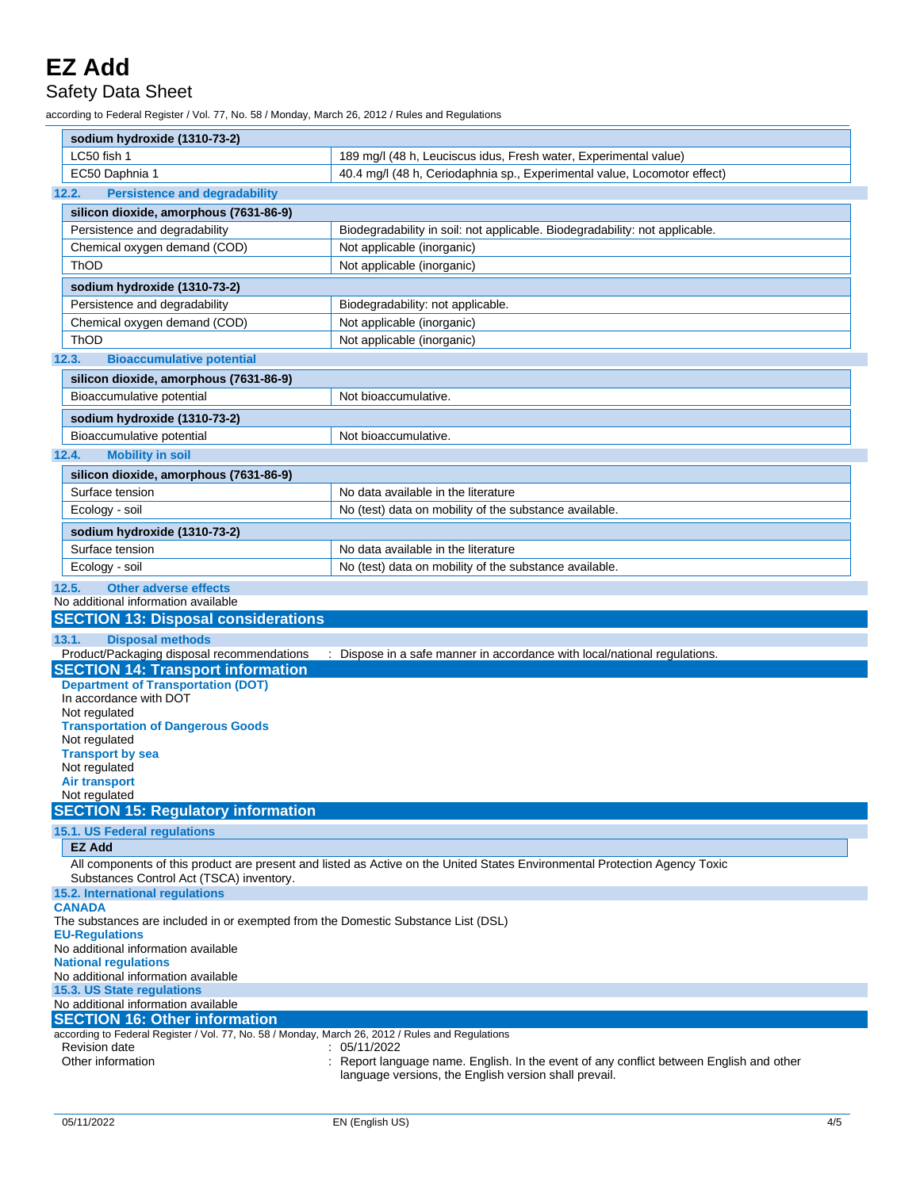| sodium hydroxide (1310-73-2) | |
|---|---|
| LC50 fish 1 | 189 mg/l (48 h, Leuciscus idus, Fresh water, Experimental value) |
| EC50 Daphnia 1 | 40.4 mg/l (48 h, Ceriodaphnia sp., Experimental value, Locomotor effect) |

### 12.2. Persistence and degradability

| silicon dioxide, amorphous (7631-86-9) | |
|---|---|
| Persistence and degradability | Biodegradability in soil: not applicable. Biodegradability: not applicable. |
| Chemical oxygen demand (COD) | Not applicable (inorganic) |
| ThOD | Not applicable (inorganic) |

| sodium hydroxide (1310-73-2) | |
|---|---|
| Persistence and degradability | Biodegradability: not applicable. |
| Chemical oxygen demand (COD) | Not applicable (inorganic) |
| ThOD | Not applicable (inorganic) |

### 12.3. Bioaccumulative potential

| silicon dioxide, amorphous (7631-86-9) | |
|---|---|
| Bioaccumulative potential | Not bioaccumulative. |

| sodium hydroxide (1310-73-2) | |
|---|---|
| Bioaccumulative potential | Not bioaccumulative. |

### 12.4. Mobility in soil

| silicon dioxide, amorphous (7631-86-9) | |
|---|---|
| Surface tension | No data available in the literature |
| Ecology - soil | No (test) data on mobility of the substance available. |

| sodium hydroxide (1310-73-2) | |
|---|---|
| Surface tension | No data available in the literature |
| Ecology - soil | No (test) data on mobility of the substance available. |

### 12.5. Other adverse effects

No additional information available

## SECTION 13: Disposal considerations

### 13.1. Disposal methods

Product/Packaging disposal recommendations : Dispose in a safe manner in accordance with local/national regulations.

## SECTION 14: Transport information

**Department of Transportation (DOT)**

In accordance with DOT

Not regulated

**Transportation of Dangerous Goods**

Not regulated

**Transport by sea**

Not regulated

**Air transport**

Not regulated

## SECTION 15: Regulatory information

### 15.1. US Federal regulations

**EZ Add**

All components of this product are present and listed as Active on the United States Environmental Protection Agency Toxic Substances Control Act (TSCA) inventory.

### 15.2. International regulations

**CANADA**

The substances are included in or exempted from the Domestic Substance List (DSL)

**EU-Regulations**

No additional information available

**National regulations**

No additional information available

### 15.3. US State regulations

No additional information available

## SECTION 16: Other information

according to Federal Register / Vol. 77, No. 58 / Monday, March 26, 2012 / Rules and Regulations

Revision date : 05/11/2022

Other information : Report language name. English. In the event of any conflict between English and other language versions, the English version shall prevail.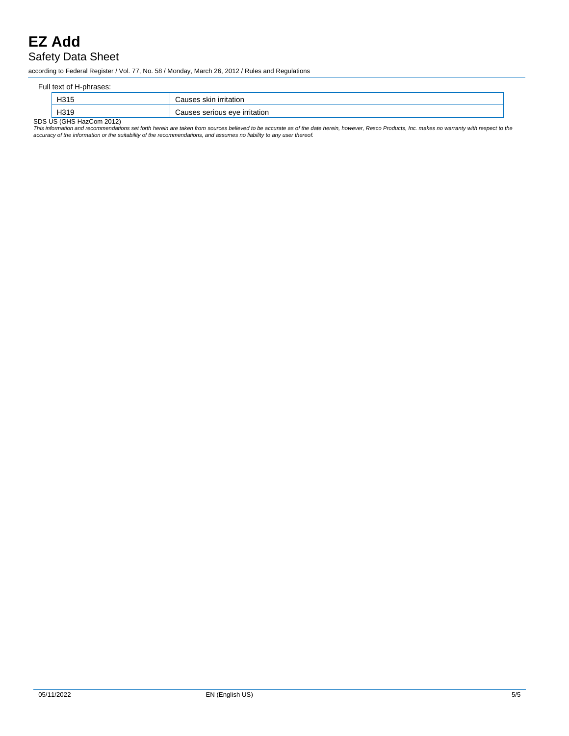Full text of H-phrases:

| | |
|---|---|
| H315 | Causes skin irritation |
| H319 | Causes serious eye irritation |

SDS US (GHS HazCom 2012)

*This information and recommendations set forth herein are taken from sources believed to be accurate as of the date herein, however, Resco Products, Inc. makes no warranty with respect to the accuracy of the information or the suitability of the recommendations, and assumes no liability to any user thereof.*